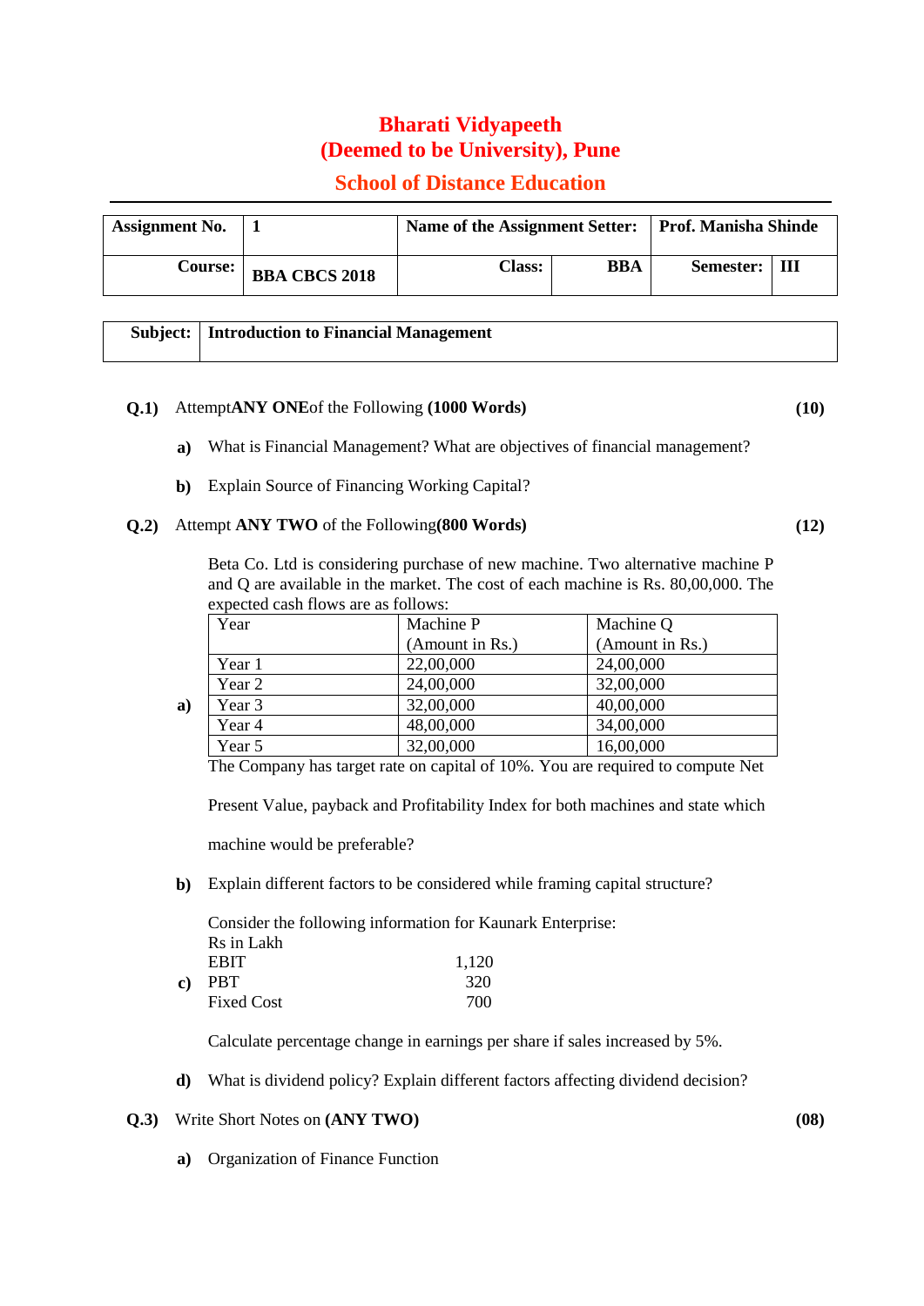# Bharati Vidyapeeth
# (Deemed to be University), Pune
## School of Distance Education

| **Assignment No.** | **1** | **Name of the Assignment Setter:** | | **Prof. Manisha Shinde** | |
|---|---|---|---|---|---|
| **Course:** | **BBA CBCS 2018** | **Class:** | **BBA** | **Semester:** | **III** |

| **Subject:** | **Introduction to Financial Management** |
|---|---|

**Q.1)** Attempt **ANY ONE** of the Following **(1000 Words)** **(10)**

**a)** What is Financial Management? What are objectives of financial management?

**b)** Explain Source of Financing Working Capital?

**Q.2)** Attempt **ANY TWO** of the Following **(800 Words)** **(12)**

**a)** Beta Co. Ltd is considering purchase of new machine. Two alternative machine P and Q are available in the market. The cost of each machine is Rs. 80,00,000. The expected cash flows are as follows:

| Year | Machine P (Amount in Rs.) | Machine Q (Amount in Rs.) |
|---|---|---|
| Year 1 | 22,00,000 | 24,00,000 |
| Year 2 | 24,00,000 | 32,00,000 |
| Year 3 | 32,00,000 | 40,00,000 |
| Year 4 | 48,00,000 | 34,00,000 |
| Year 5 | 32,00,000 | 16,00,000 |

The Company has target rate on capital of 10%. You are required to compute Net Present Value, payback and Profitability Index for both machines and state which machine would be preferable?

**b)** Explain different factors to be considered while framing capital structure?

**c)** Consider the following information for Kaunark Enterprise:

Rs in Lakh

| | |
|---|---|
| EBIT | 1,120 |
| PBT | 320 |
| Fixed Cost | 700 |

Calculate percentage change in earnings per share if sales increased by 5%.

**d)** What is dividend policy? Explain different factors affecting dividend decision?

**Q.3)** Write Short Notes on **(ANY TWO)** **(08)**

**a)** Organization of Finance Function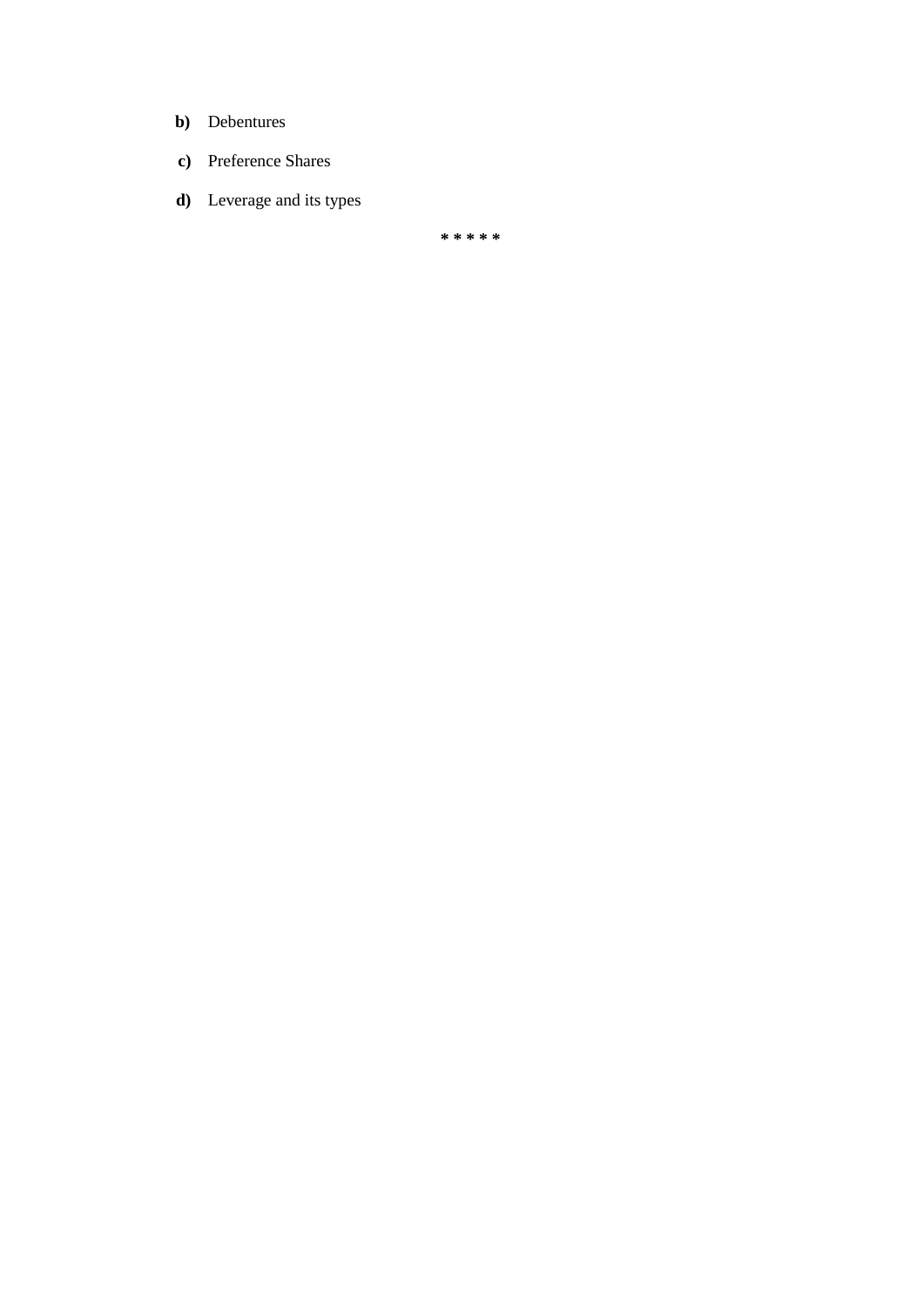**b)** Debentures

**c)** Preference Shares

**d)** Leverage and its types

\* \* \* \* \*

**b)** Debentures

**c)** Preference Shares

**d)** Leverage and its types

* * * * *